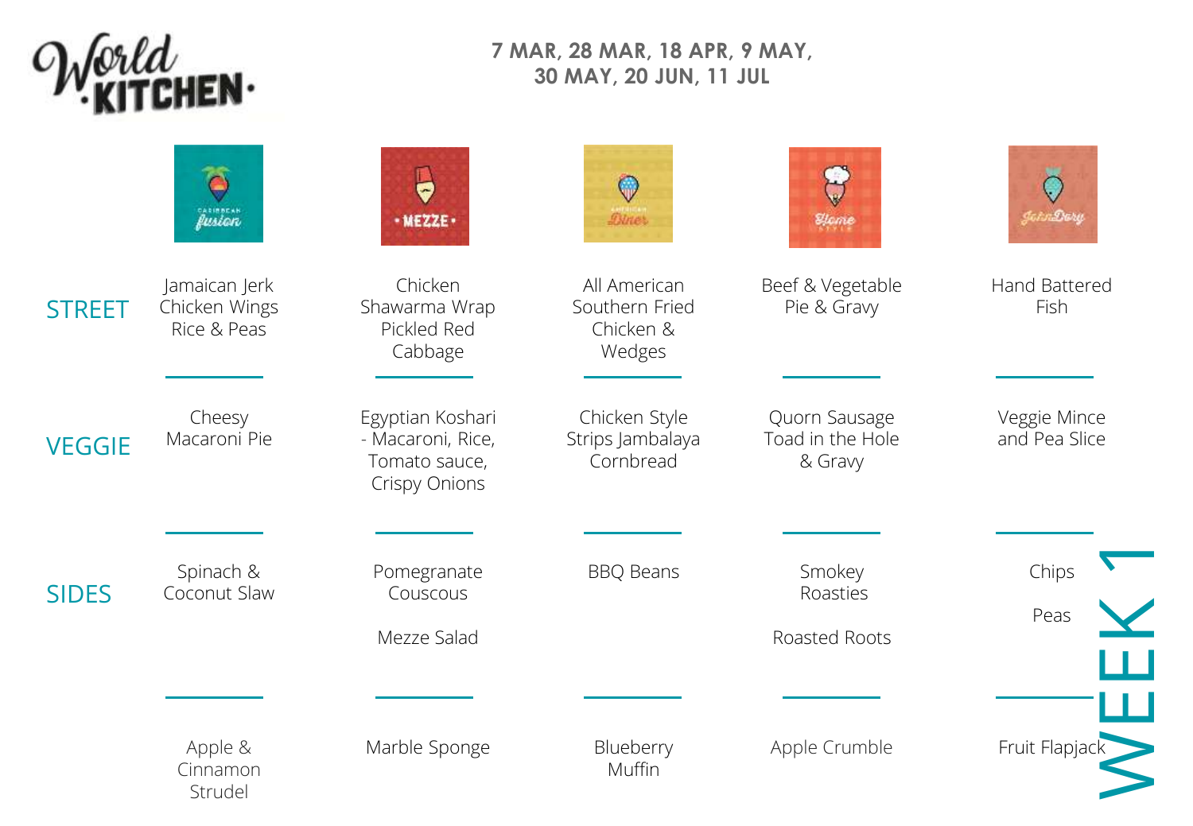# World Kitchen

**7 MAR, 28 MAR, 18 APR, 9 MAY, 30 MAY, 20 JUN, 11 JUL**

## WEEK 1

| | Caribbean Fusion | Mezze | American Diner | Home Style | John Dory |
|---|---|---|---|---|---|
| STREET | Jamaican Jerk Chicken Wings Rice & Peas | Chicken Shawarma Wrap Pickled Red Cabbage | All American Southern Fried Chicken & Wedges | Beef & Vegetable Pie & Gravy | Hand Battered Fish |
| VEGGIE | Cheesy Macaroni Pie | Egyptian Koshari - Macaroni, Rice, Tomato sauce, Crispy Onions | Chicken Style Strips Jambalaya Cornbread | Quorn Sausage Toad in the Hole & Gravy | Veggie Mince and Pea Slice |
| SIDES | Spinach & Coconut Slaw | Pomegranate Couscous<br>Mezze Salad | BBQ Beans | Smokey Roasties<br>Roasted Roots | Chips<br>Peas |
| | Apple & Cinnamon Strudel | Marble Sponge | Blueberry Muffin | Apple Crumble | Fruit Flapjack |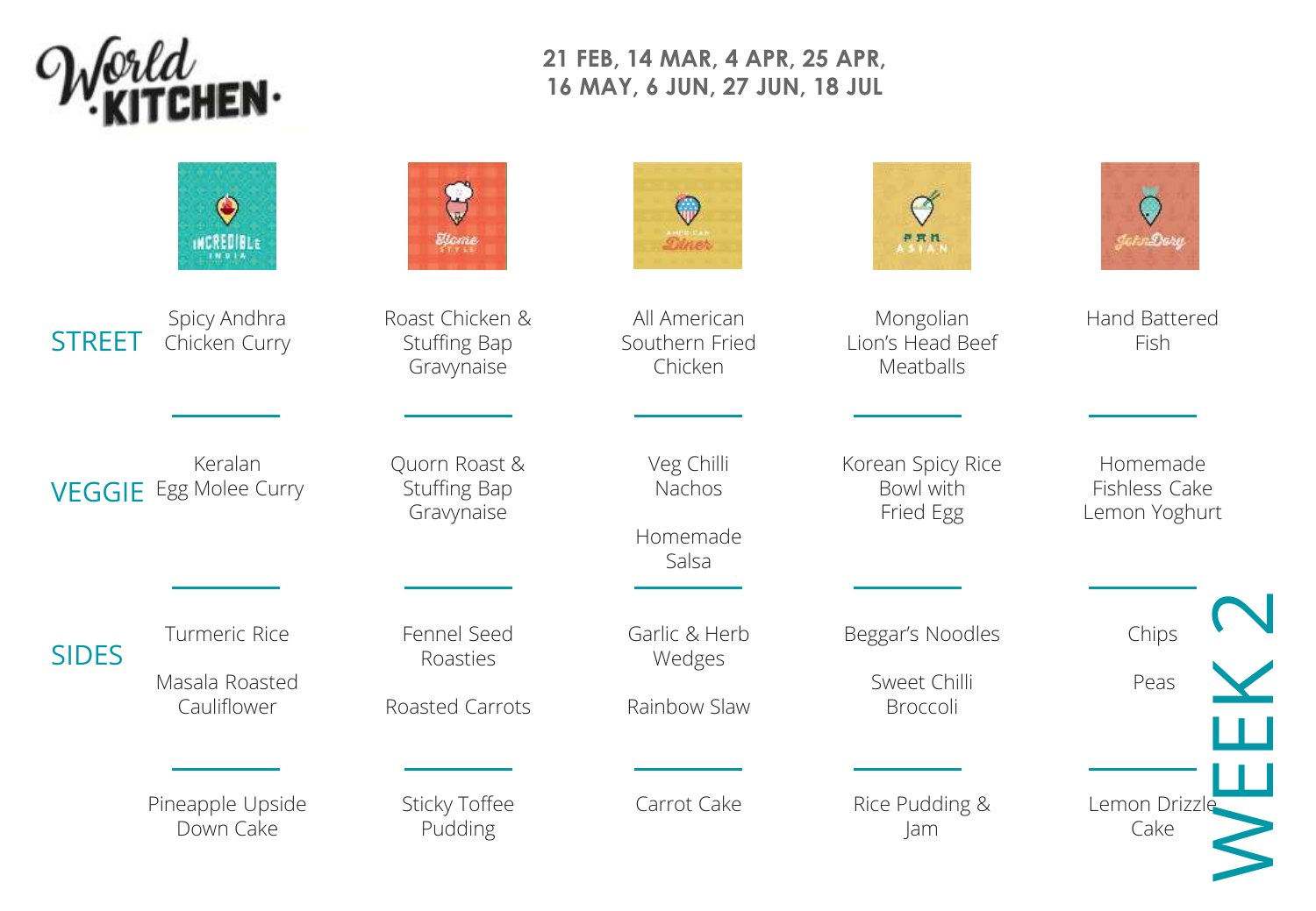# World Kitchen

**21 FEB, 14 MAR, 4 APR, 25 APR, 16 MAY, 6 JUN, 27 JUN, 18 JUL**

## WEEK 2

| | Incredible India | Home Style | American Diner | Pan Asian | John Dory |
|---|---|---|---|---|---|
| STREET | Spicy Andhra Chicken Curry | Roast Chicken & Stuffing Bap Gravynaise | All American Southern Fried Chicken | Mongolian Lion's Head Beef Meatballs | Hand Battered Fish |
| VEGGIE | Keralan Egg Molee Curry | Quorn Roast & Stuffing Bap Gravynaise | Veg Chilli Nachos<br><br>Homemade Salsa | Korean Spicy Rice Bowl with Fried Egg | Homemade Fishless Cake Lemon Yoghurt |
| SIDES | Turmeric Rice<br><br>Masala Roasted Cauliflower | Fennel Seed Roasties<br><br>Roasted Carrots | Garlic & Herb Wedges<br><br>Rainbow Slaw | Beggar's Noodles<br><br>Sweet Chilli Broccoli | Chips<br><br>Peas |
| | Pineapple Upside Down Cake | Sticky Toffee Pudding | Carrot Cake | Rice Pudding & Jam | Lemon Drizzle Cake |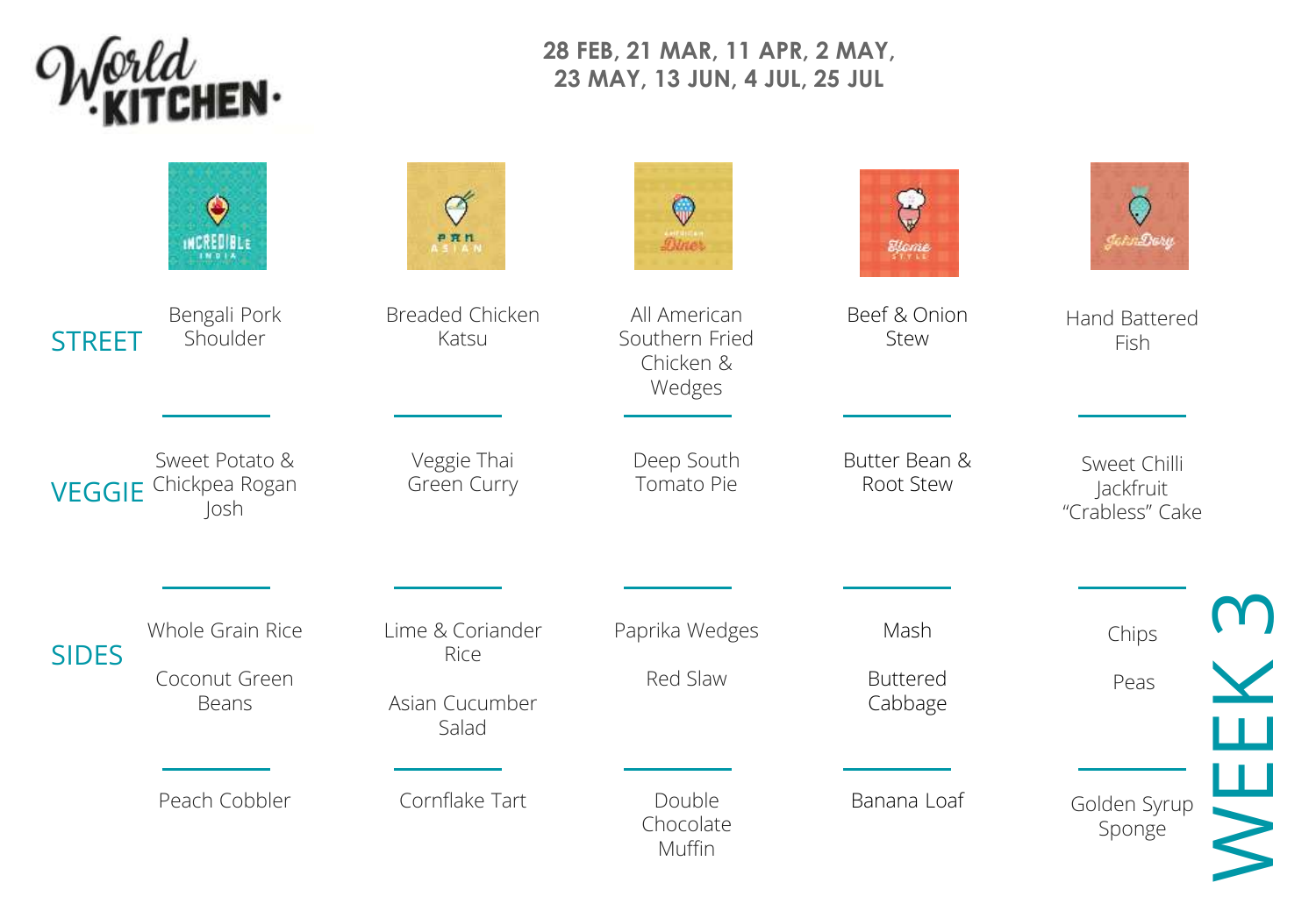# World Kitchen

**28 FEB, 21 MAR, 11 APR, 2 MAY, 23 MAY, 13 JUN, 4 JUL, 25 JUL**

## WEEK 3

| | Incredible India | Pan Asian | American Diner | Home Style | John Dory |
|---|---|---|---|---|---|
| STREET | Bengali Pork Shoulder | Breaded Chicken Katsu | All American Southern Fried Chicken & Wedges | Beef & Onion Stew | Hand Battered Fish |
| VEGGIE | Sweet Potato & Chickpea Rogan Josh | Veggie Thai Green Curry | Deep South Tomato Pie | Butter Bean & Root Stew | Sweet Chilli Jackfruit "Crabless" Cake |
| SIDES | Whole Grain Rice<br>Coconut Green Beans | Lime & Coriander Rice<br>Asian Cucumber Salad | Paprika Wedges<br>Red Slaw | Mash<br>Buttered Cabbage | Chips<br>Peas |
| | Peach Cobbler | Cornflake Tart | Double Chocolate Muffin | Banana Loaf | Golden Syrup Sponge |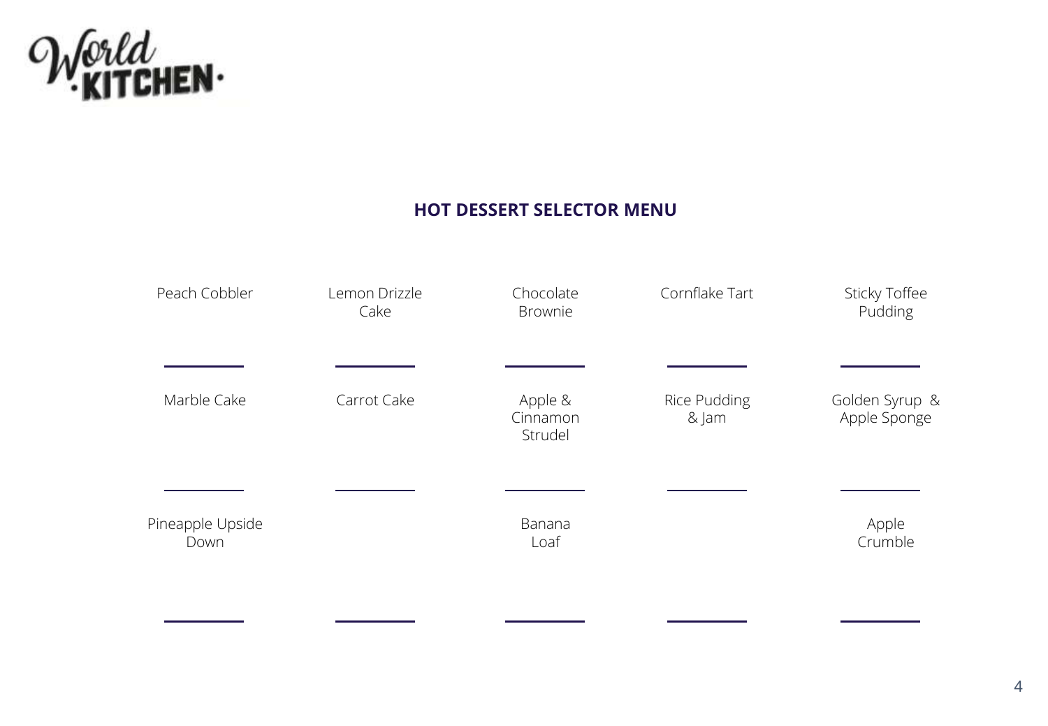World KITCHEN

## HOT DESSERT SELECTOR MENU

| | | | | |
|---|---|---|---|---|
| Peach Cobbler | Lemon Drizzle Cake | Chocolate Brownie | Cornflake Tart | Sticky Toffee Pudding |
| ________ | ________ | ________ | ________ | ________ |
| Marble Cake | Carrot Cake | Apple & Cinnamon Strudel | Rice Pudding & Jam | Golden Syrup & Apple Sponge |
| ________ | ________ | ________ | ________ | ________ |
| Pineapple Upside Down | | Banana Loaf | | Apple Crumble |
| ________ | ________ | ________ | ________ | ________ |